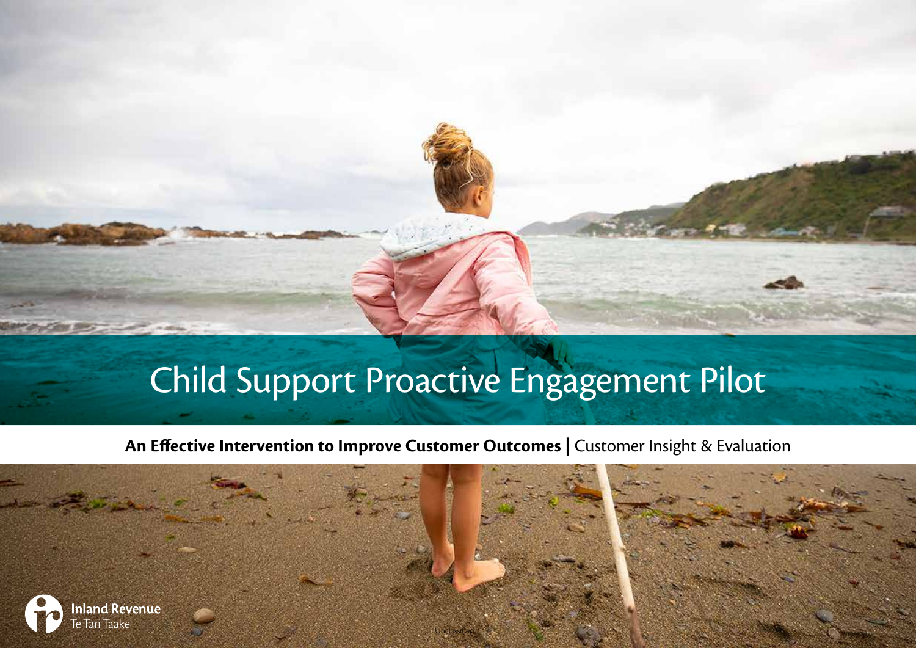# Child Support Proactive Engagement Pilot

**An Effective Intervention to Improve Customer Outcomes** | Customer Insight & Evaluation

Inland Revenue
Te Tari Taake

Unclassified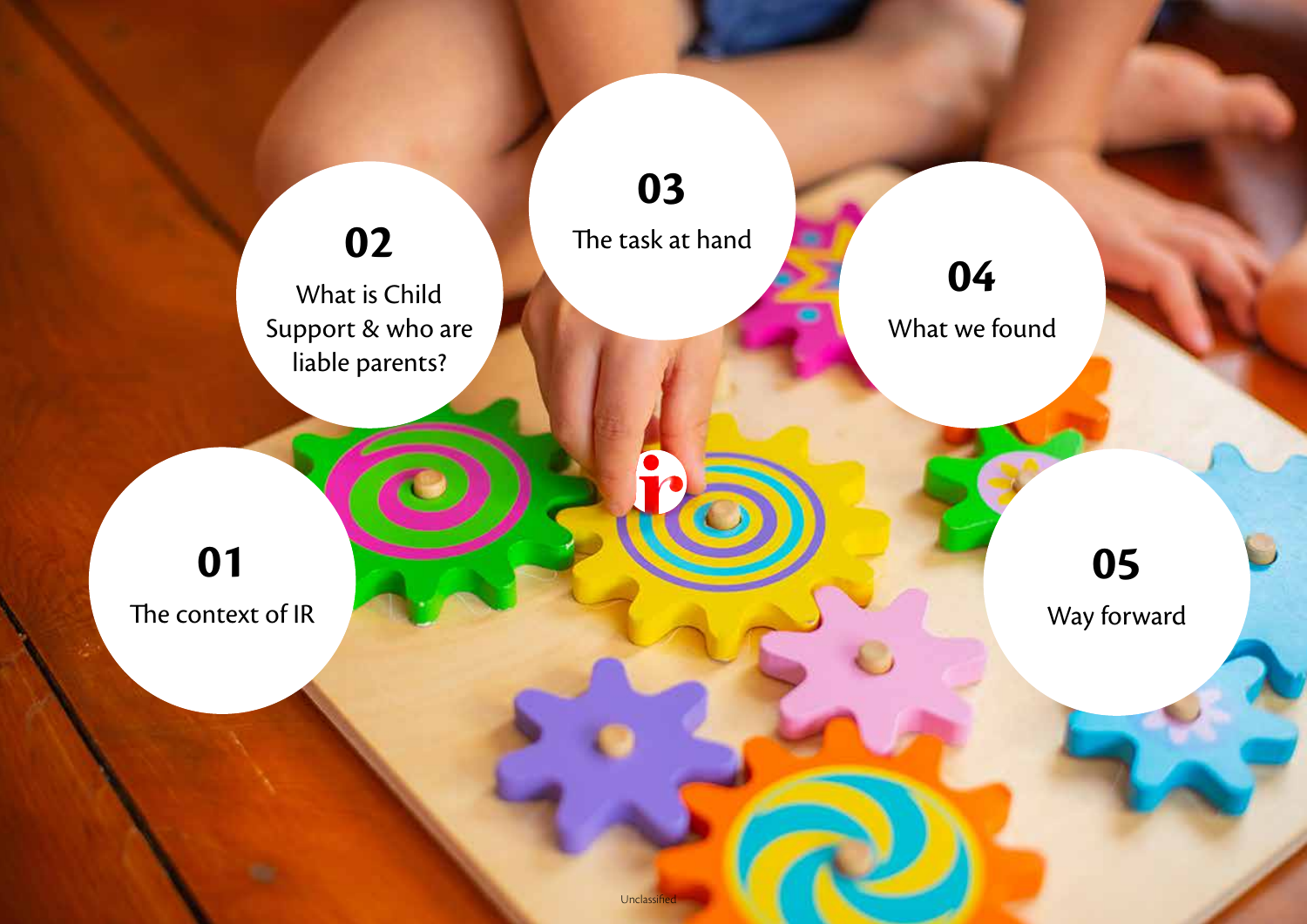**01**
The context of IR

**02**
What is Child Support & who are liable parents?

**03**
The task at hand

**04**
What we found

**05**
Way forward

Unclassified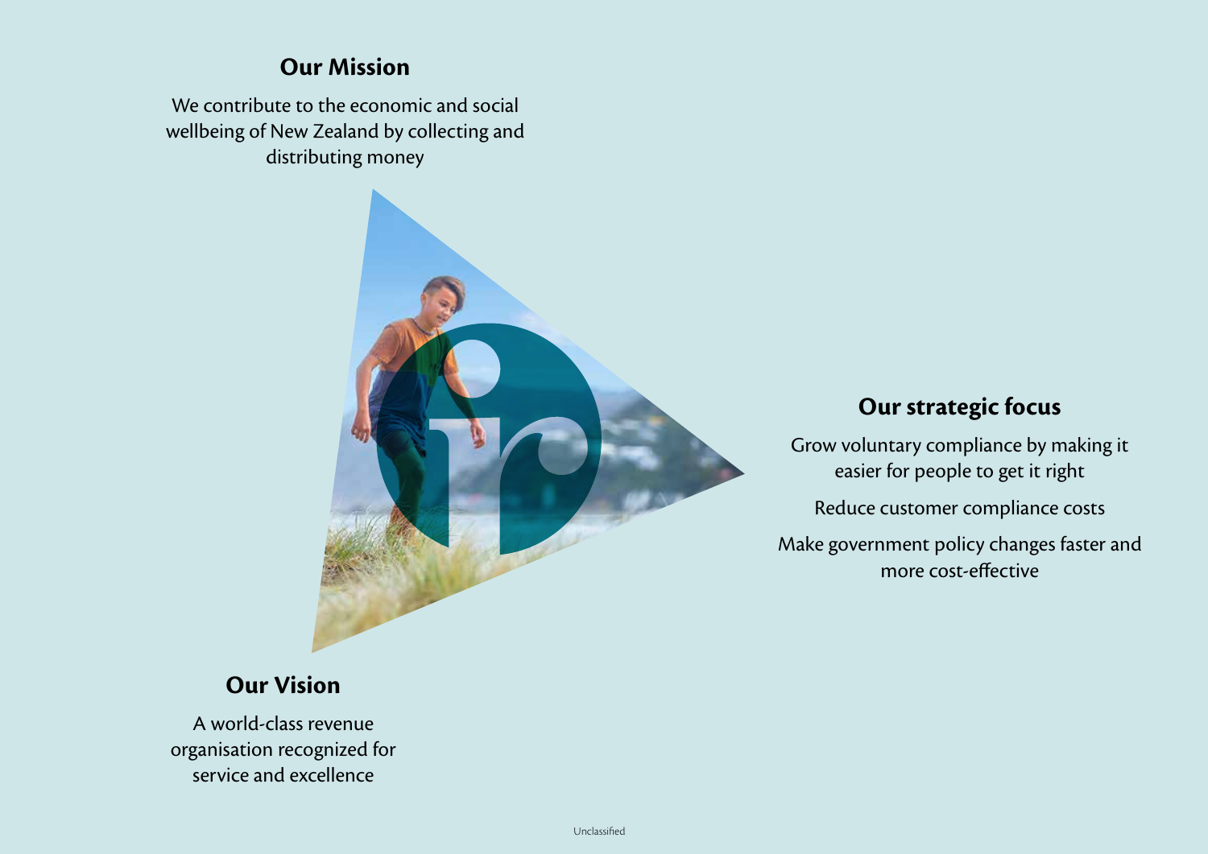## Our Mission

We contribute to the economic and social wellbeing of New Zealand by collecting and distributing money

## Our strategic focus

Grow voluntary compliance by making it easier for people to get it right

Reduce customer compliance costs

Make government policy changes faster and more cost-effective

## Our Vision

A world-class revenue organisation recognized for service and excellence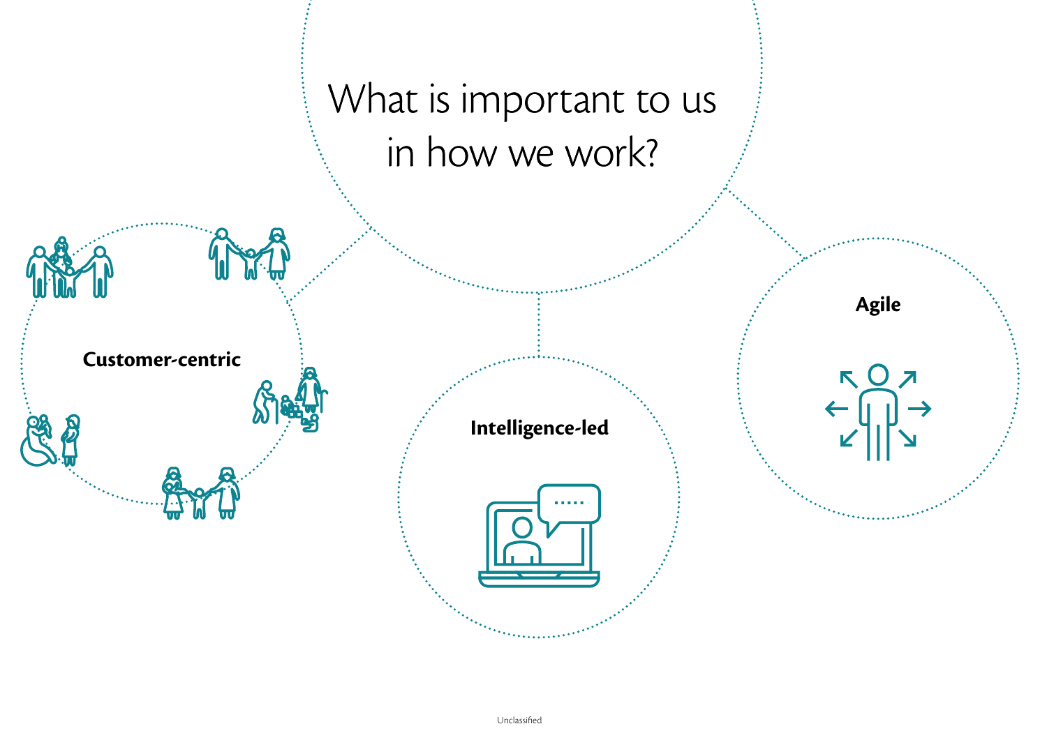# What is important to us in how we work?

**Customer-centric**

**Intelligence-led**

**Agile**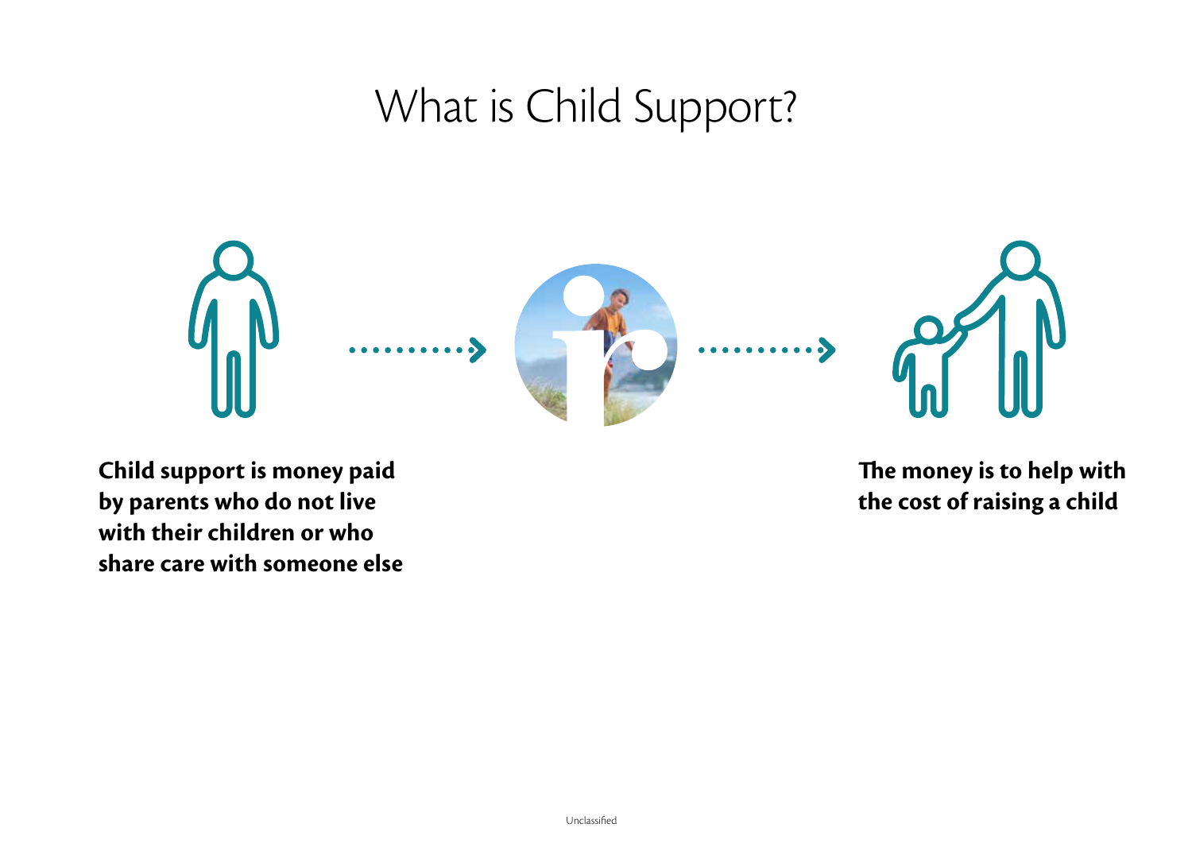# What is Child Support?

**Child support is money paid by parents who do not live with their children or who share care with someone else**

**The money is to help with the cost of raising a child**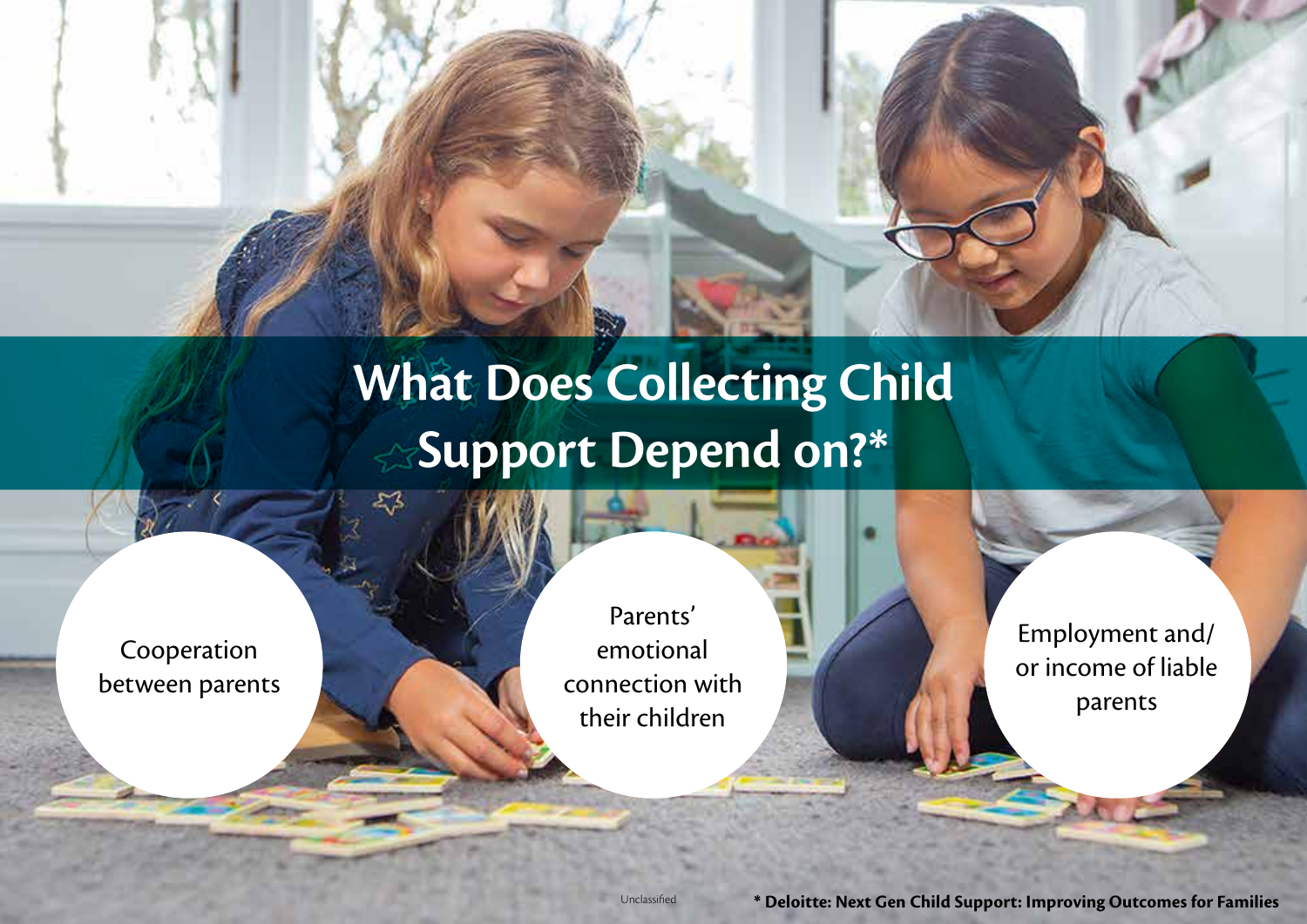# What Does Collecting Child Support Depend on?*

- Cooperation between parents
- Parents' emotional connection with their children
- Employment and/or income of liable parents

Unclassified

**\* Deloitte: Next Gen Child Support: Improving Outcomes for Families**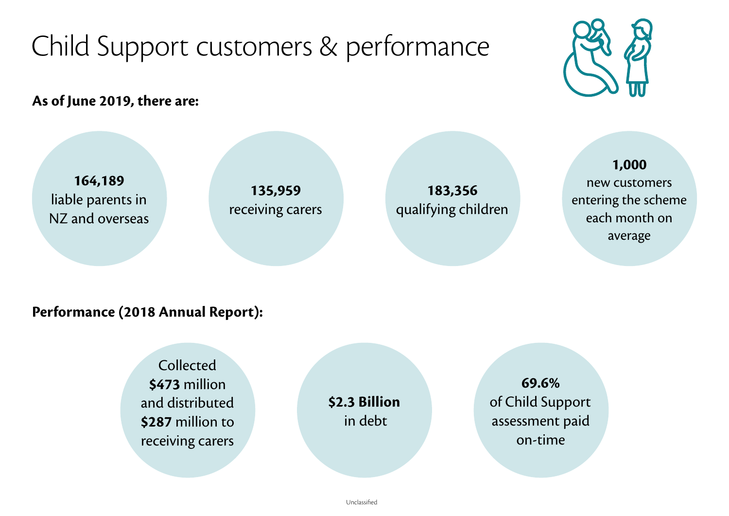# Child Support customers & performance

**As of June 2019, there are:**

**164,189** liable parents in NZ and overseas

**135,959** receiving carers

**183,356** qualifying children

**1,000** new customers entering the scheme each month on average

**Performance (2018 Annual Report):**

Collected **$473** million and distributed **$287** million to receiving carers

**$2.3 Billion** in debt

**69.6%** of Child Support assessment paid on-time

Unclassified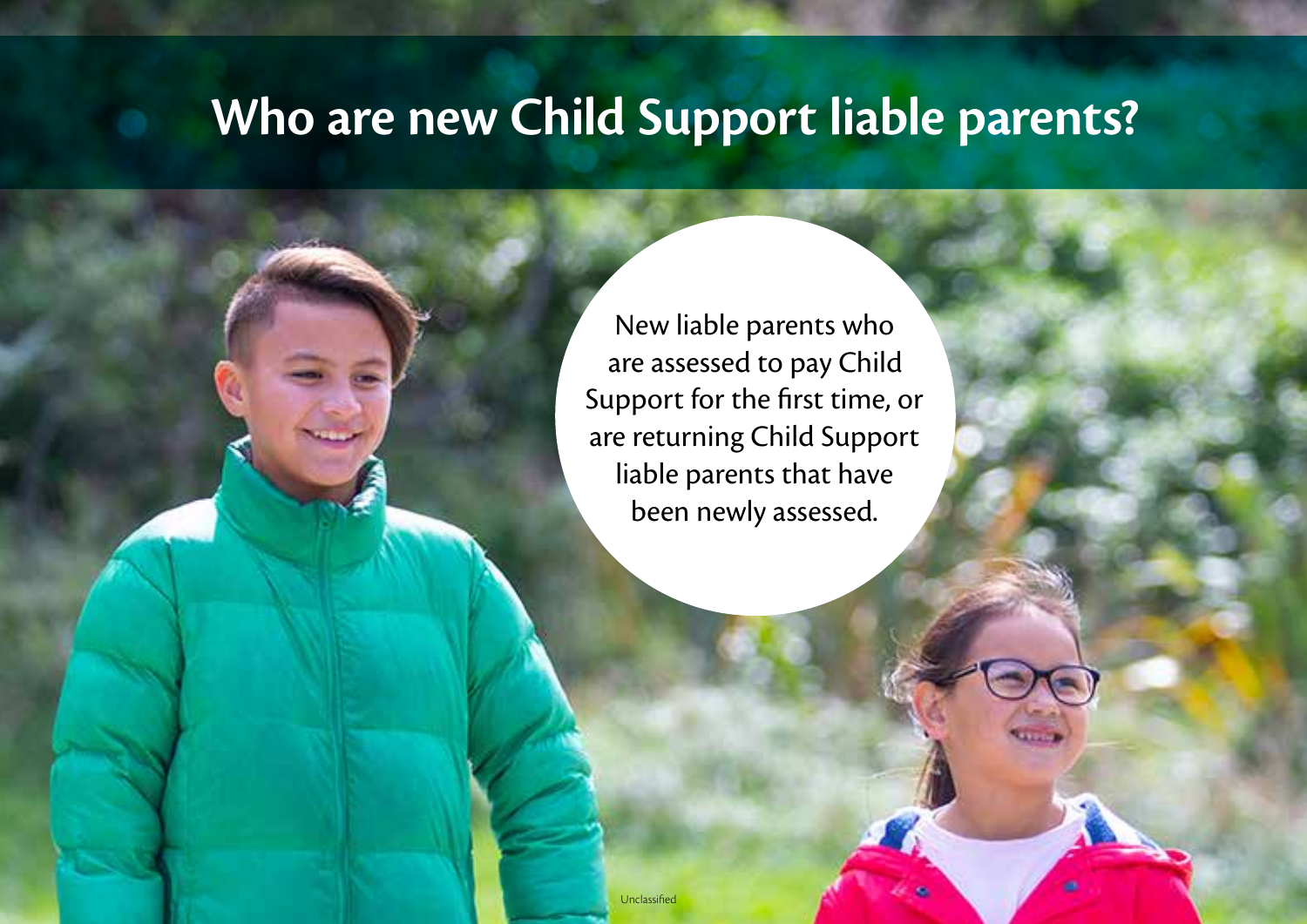# Who are new Child Support liable parents?

New liable parents who are assessed to pay Child Support for the first time, or are returning Child Support liable parents that have been newly assessed.

Unclassified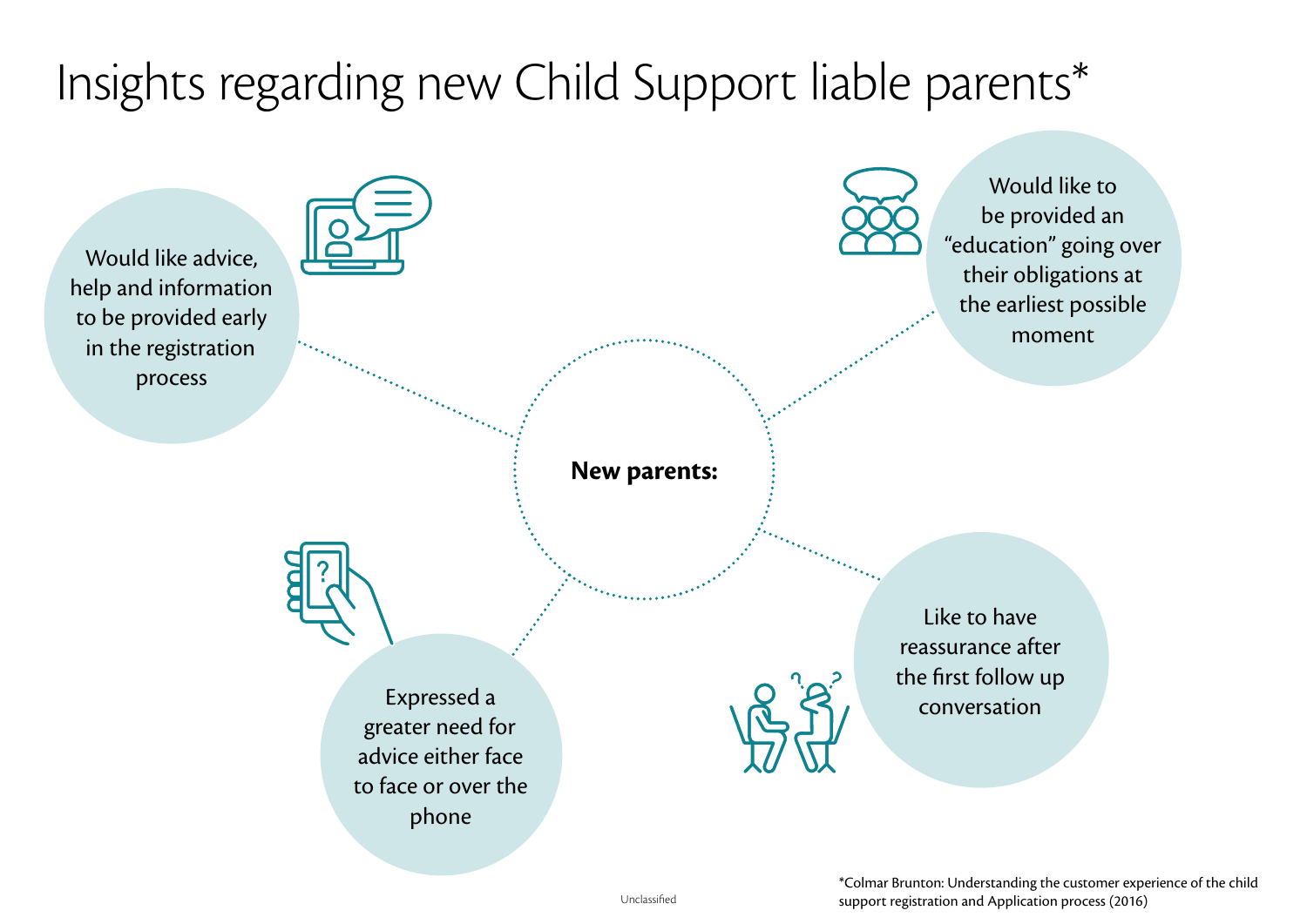# Insights regarding new Child Support liable parents*

**New parents:**

- Would like advice, help and information to be provided early in the registration process
- Would like to be provided an "education" going over their obligations at the earliest possible moment
- Expressed a greater need for advice either face to face or over the phone
- Like to have reassurance after the first follow up conversation

*Colmar Brunton: Understanding the customer experience of the child support registration and Application process (2016)

Unclassified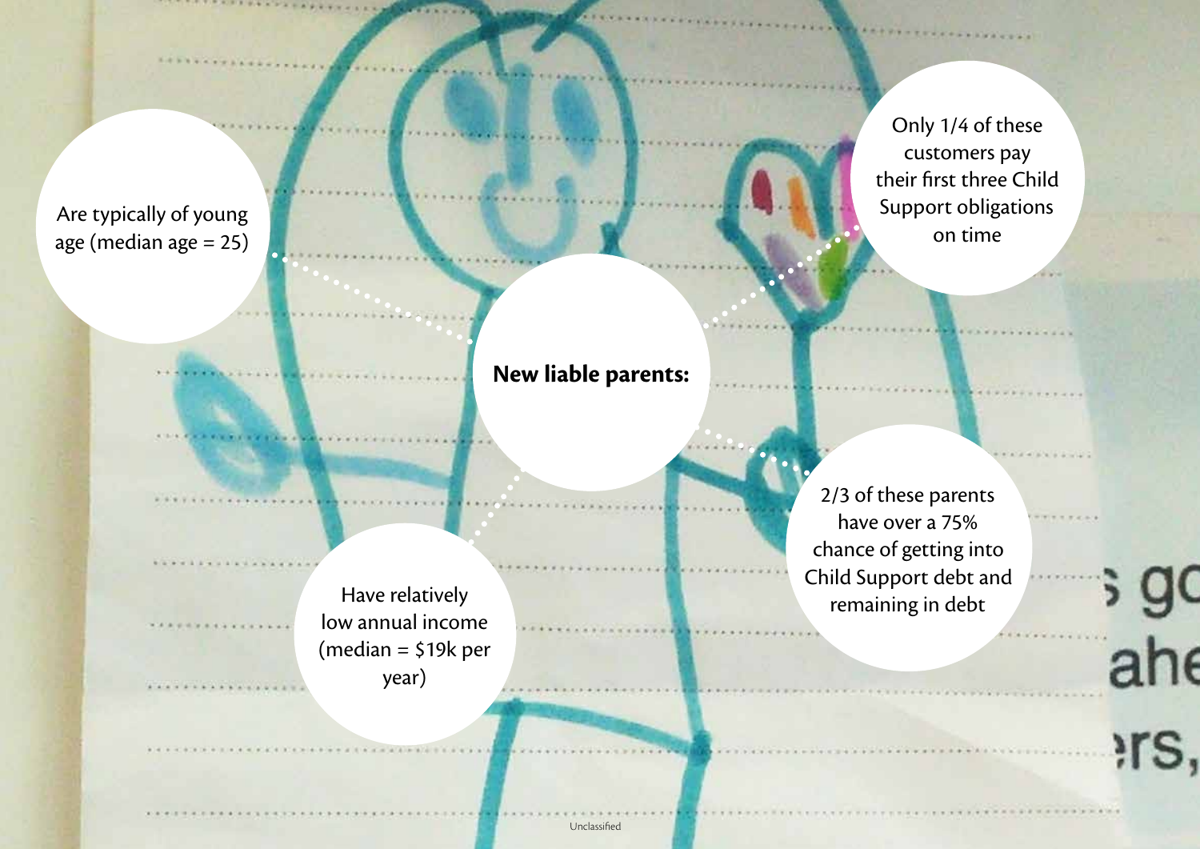**New liable parents:**

- Are typically of young age (median age = 25)
- Only 1/4 of these customers pay their first three Child Support obligations on time
- Have relatively low annual income (median = $19k per year)
- 2/3 of these parents have over a 75% chance of getting into Child Support debt and remaining in debt

Unclassified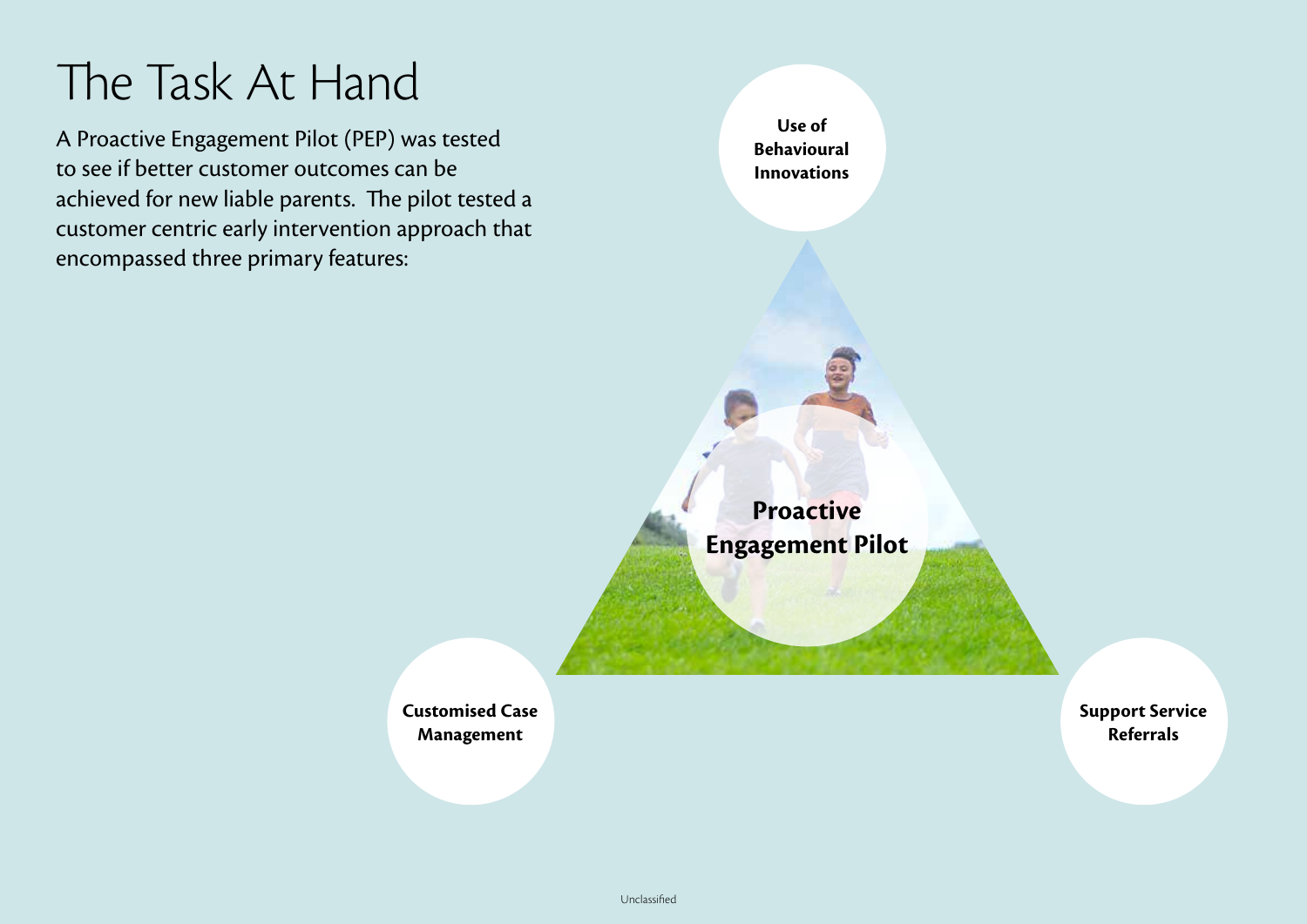# The Task At Hand

A Proactive Engagement Pilot (PEP) was tested to see if better customer outcomes can be achieved for new liable parents. The pilot tested a customer centric early intervention approach that encompassed three primary features:

**Proactive Engagement Pilot**

- **Use of Behavioural Innovations**
- **Customised Case Management**
- **Support Service Referrals**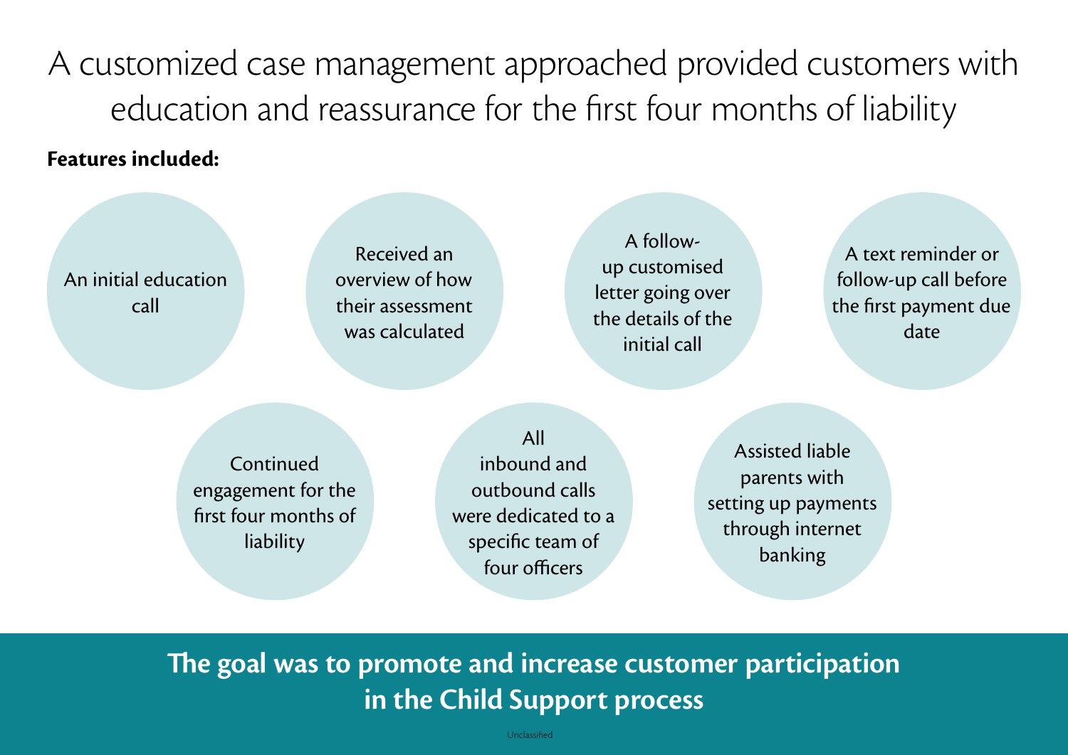# A customized case management approached provided customers with education and reassurance for the first four months of liability

**Features included:**

- An initial education call
- Received an overview of how their assessment was calculated
- A follow-up customised letter going over the details of the initial call
- A text reminder or follow-up call before the first payment due date
- Continued engagement for the first four months of liability
- All inbound and outbound calls were dedicated to a specific team of four officers
- Assisted liable parents with setting up payments through internet banking

**The goal was to promote and increase customer participation in the Child Support process**

Unclassified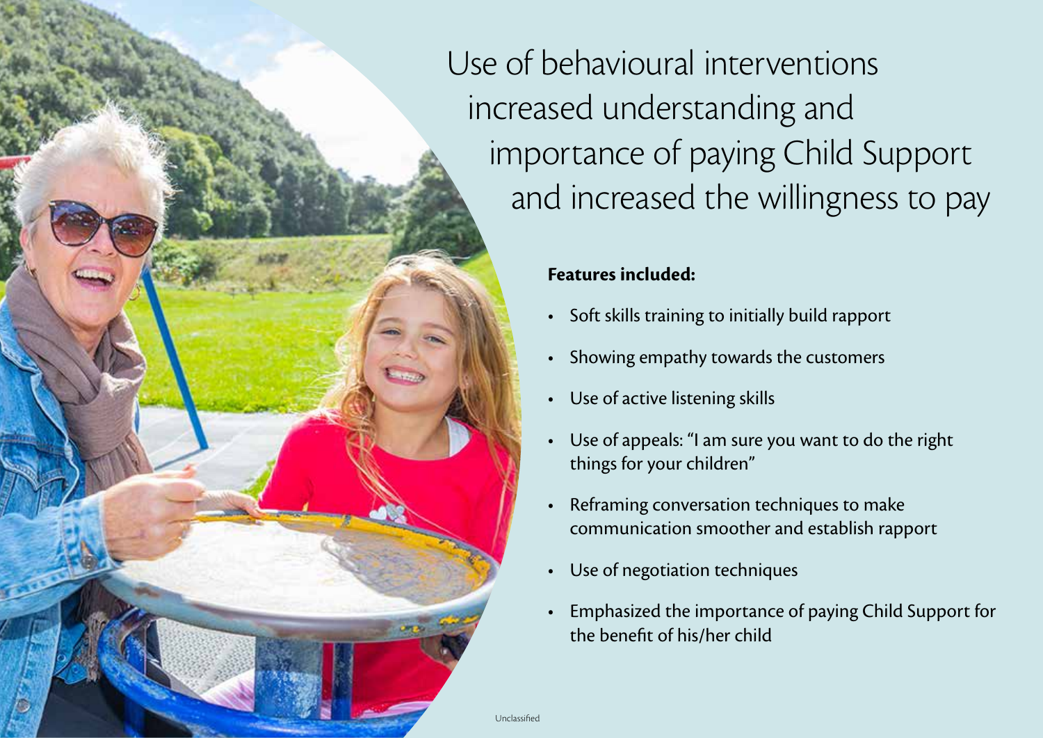# Use of behavioural interventions increased understanding and importance of paying Child Support and increased the willingness to pay

**Features included:**

- Soft skills training to initially build rapport
- Showing empathy towards the customers
- Use of active listening skills
- Use of appeals: "I am sure you want to do the right things for your children"
- Reframing conversation techniques to make communication smoother and establish rapport
- Use of negotiation techniques
- Emphasized the importance of paying Child Support for the benefit of his/her child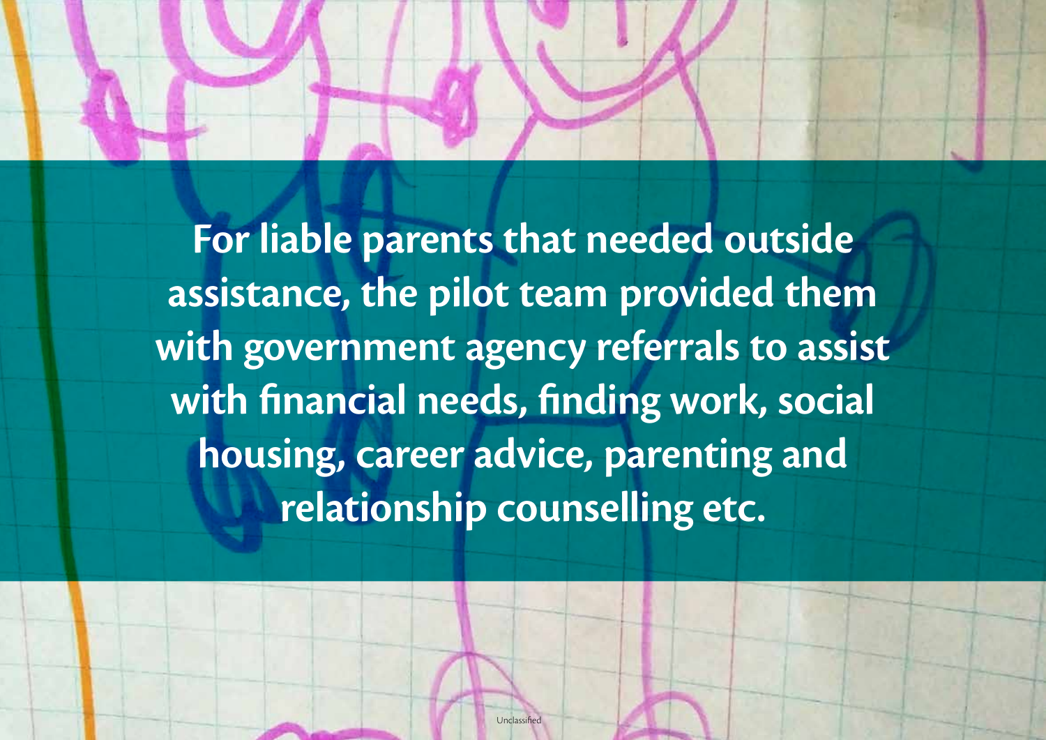**For liable parents that needed outside assistance, the pilot team provided them with government agency referrals to assist with financial needs, finding work, social housing, career advice, parenting and relationship counselling etc.**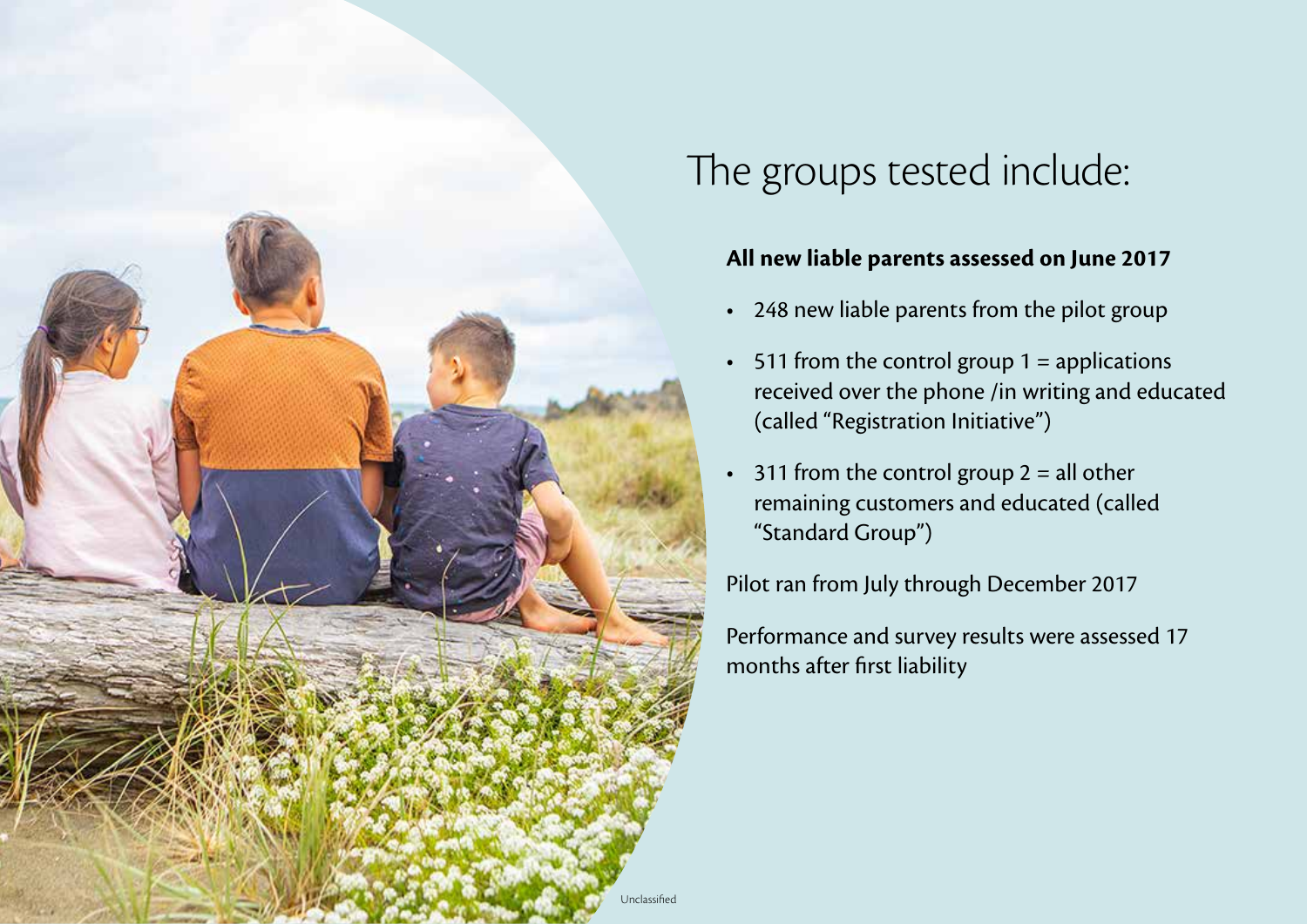# The groups tested include:

**All new liable parents assessed on June 2017**

- 248 new liable parents from the pilot group
- 511 from the control group 1 = applications received over the phone /in writing and educated (called "Registration Initiative")
- 311 from the control group 2 = all other remaining customers and educated (called "Standard Group")

Pilot ran from July through December 2017

Performance and survey results were assessed 17 months after first liability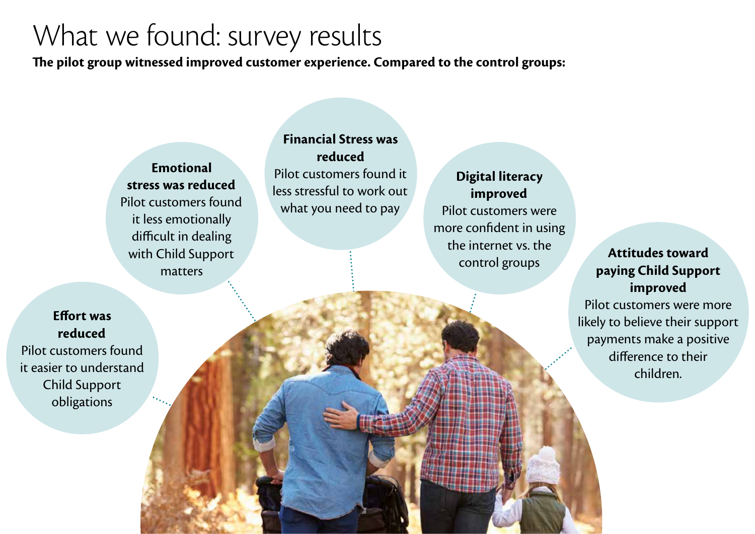# What we found: survey results

**The pilot group witnessed improved customer experience. Compared to the control groups:**

**Effort was reduced**
Pilot customers found it easier to understand Child Support obligations

**Emotional stress was reduced**
Pilot customers found it less emotionally difficult in dealing with Child Support matters

**Financial Stress was reduced**
Pilot customers found it less stressful to work out what you need to pay

**Digital literacy improved**
Pilot customers were more confident in using the internet vs. the control groups

**Attitudes toward paying Child Support improved**
Pilot customers were more likely to believe their support payments make a positive difference to their children.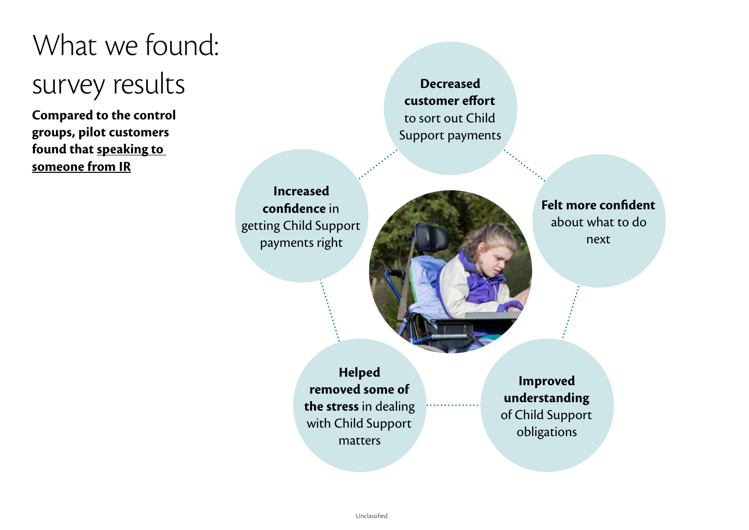# What we found: survey results

**Compared to the control groups, pilot customers found that speaking to someone from IR**

- **Decreased customer effort** to sort out Child Support payments
- **Felt more confident** about what to do next
- **Improved understanding** of Child Support obligations
- **Helped removed some of the stress** in dealing with Child Support matters
- **Increased confidence** in getting Child Support payments right

Unclassified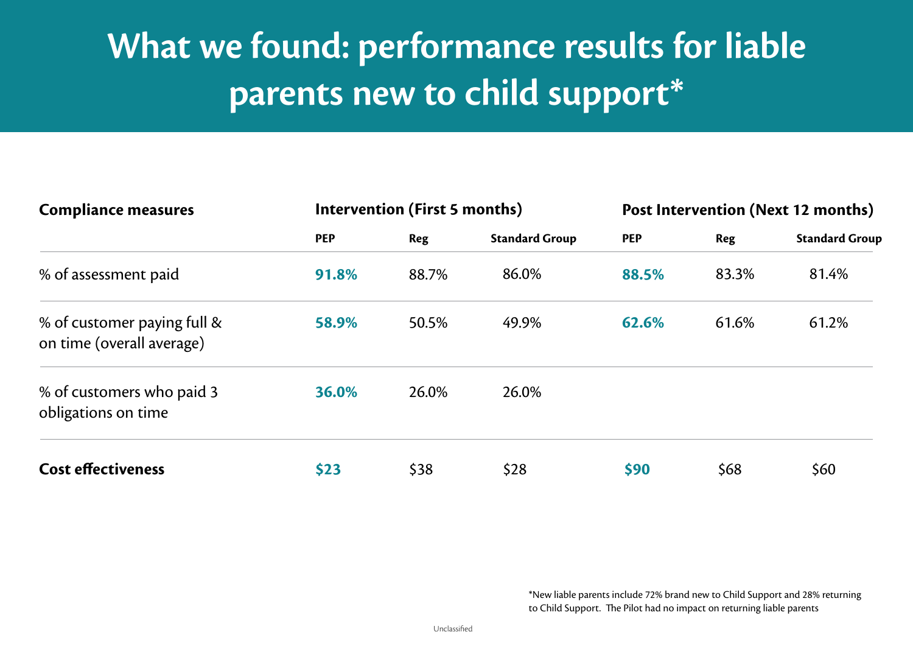# What we found: performance results for liable parents new to child support*

| Compliance measures | Intervention (First 5 months) | | | Post Intervention (Next 12 months) | | |
|---|---|---|---|---|---|---|
| | **PEP** | **Reg** | **Standard Group** | **PEP** | **Reg** | **Standard Group** |
| % of assessment paid | **91.8%** | 88.7% | 86.0% | **88.5%** | 83.3% | 81.4% |
| % of customer paying full & on time (overall average) | **58.9%** | 50.5% | 49.9% | **62.6%** | 61.6% | 61.2% |
| % of customers who paid 3 obligations on time | **36.0%** | 26.0% | 26.0% | | | |
| **Cost effectiveness** | **$23** | $38 | $28 | **$90** | $68 | $60 |

*New liable parents include 72% brand new to Child Support and 28% returning to Child Support. The Pilot had no impact on returning liable parents

Unclassified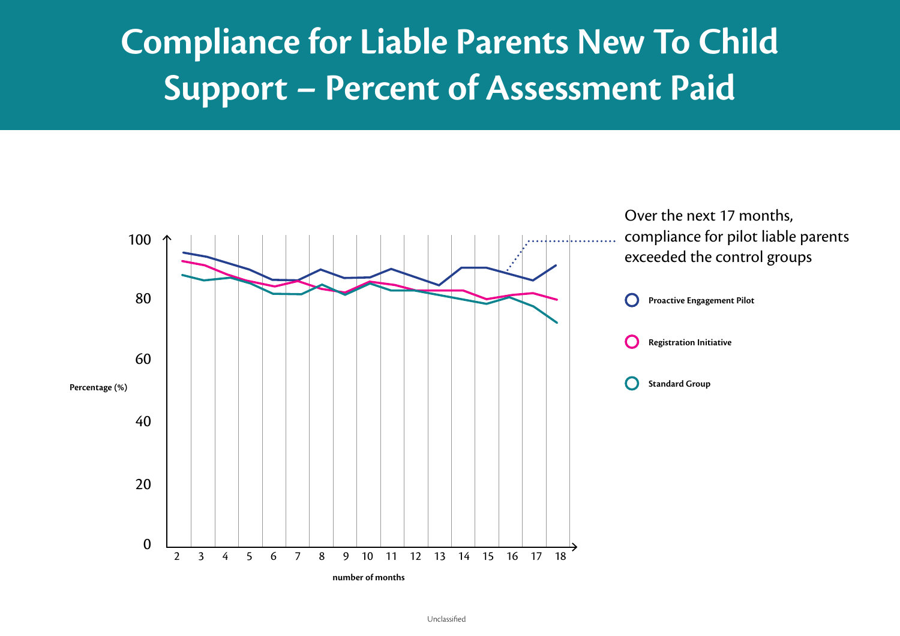# Compliance for Liable Parents New To Child Support – Percent of Assessment Paid

Over the next 17 months, compliance for pilot liable parents exceeded the control groups

Proactive Engagement Pilot

Registration Initiative

Standard Group

Percentage (%)

100
80
60
40
20
0

2 3 4 5 6 7 8 9 10 11 12 13 14 15 16 17 18

number of months

Unclassified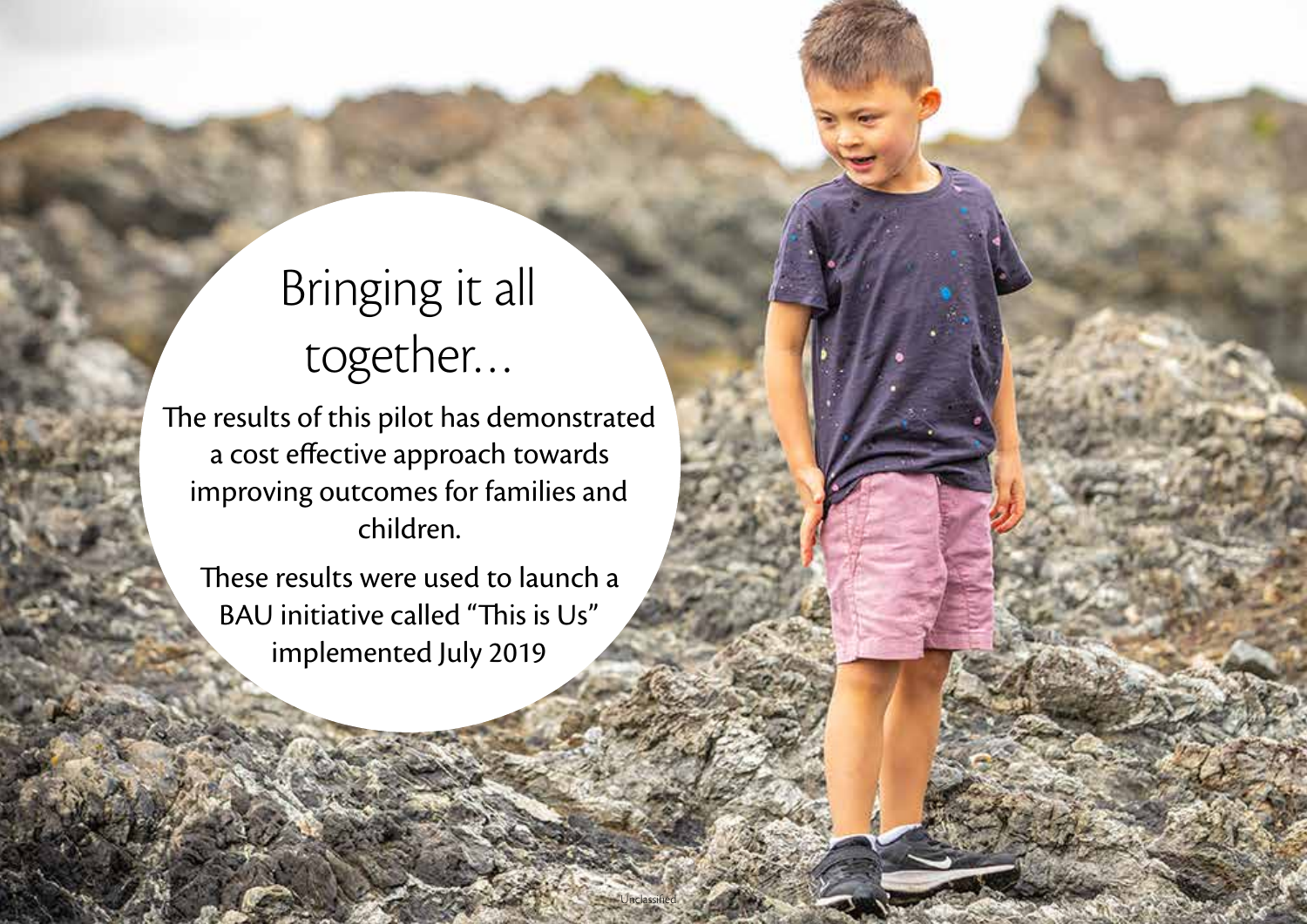# Bringing it all together...

The results of this pilot has demonstrated a cost effective approach towards improving outcomes for families and children.

These results were used to launch a BAU initiative called "This is Us" implemented July 2019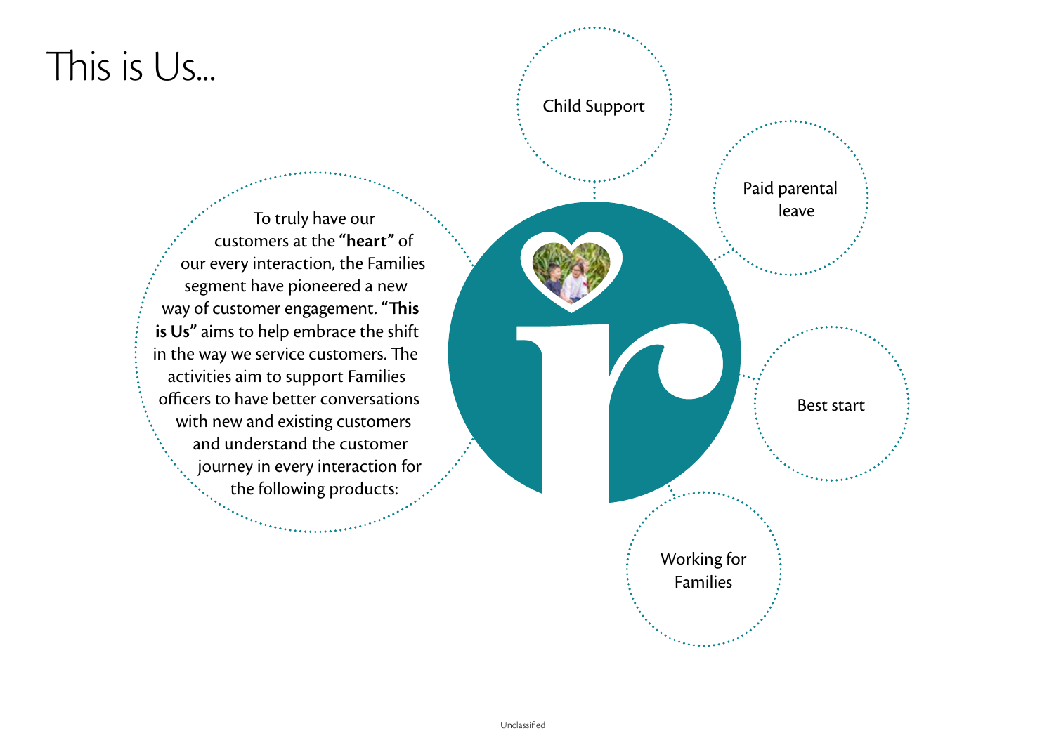# This is Us...

To truly have our customers at the **"heart"** of our every interaction, the Families segment have pioneered a new way of customer engagement. **"This is Us"** aims to help embrace the shift in the way we service customers. The activities aim to support Families officers to have better conversations with new and existing customers and understand the customer journey in every interaction for the following products:

- Child Support
- Paid parental leave
- Best start
- Working for Families

Unclassified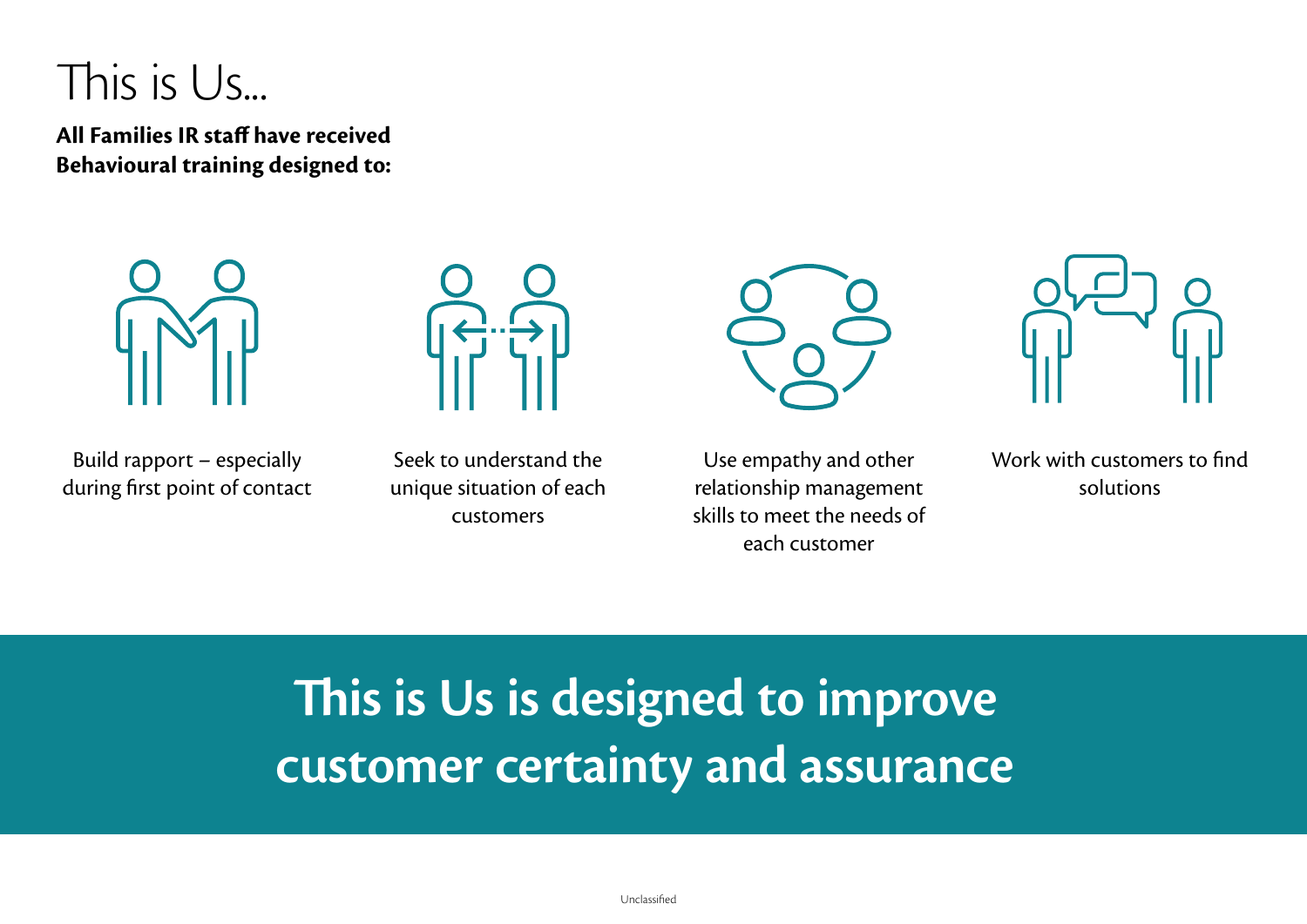# This is Us...

**All Families IR staff have received Behavioural training designed to:**

- Build rapport – especially during first point of contact
- Seek to understand the unique situation of each customers
- Use empathy and other relationship management skills to meet the needs of each customer
- Work with customers to find solutions

## This is Us is designed to improve customer certainty and assurance

Unclassified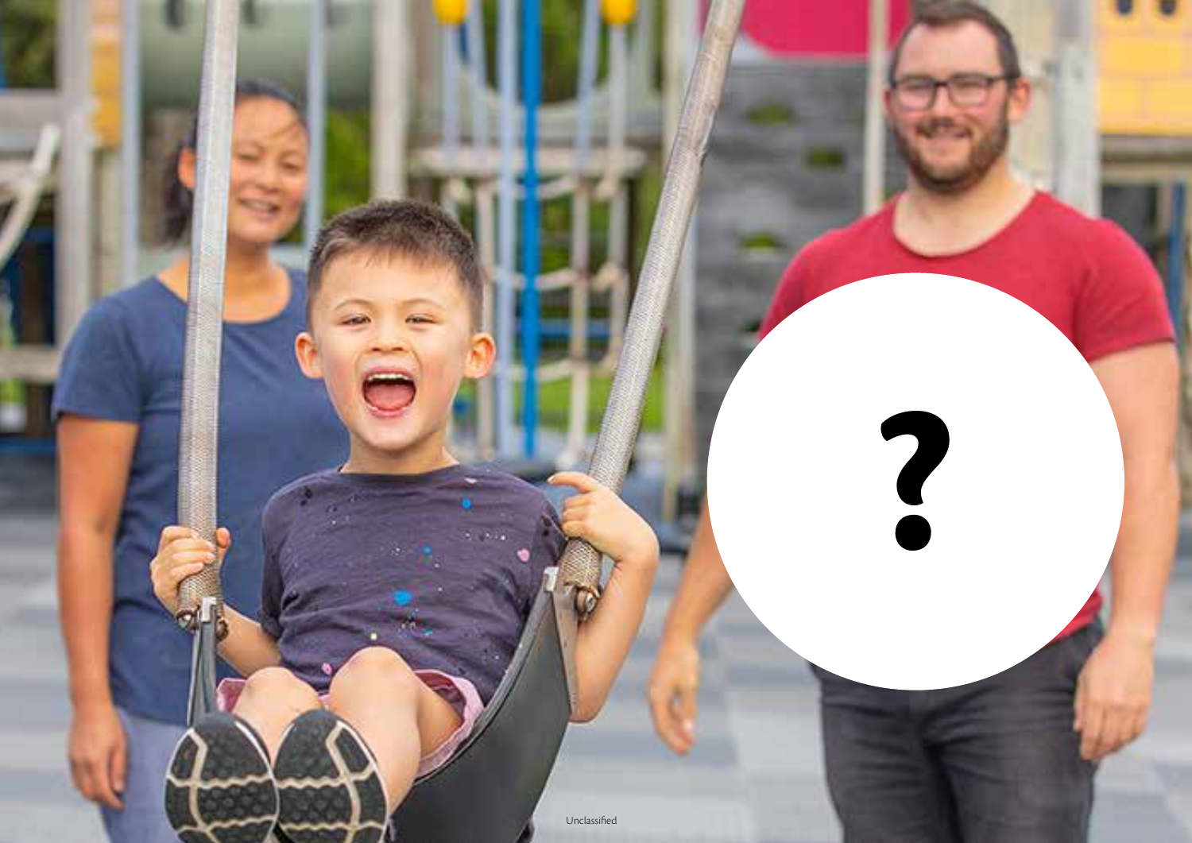?

Unclassified